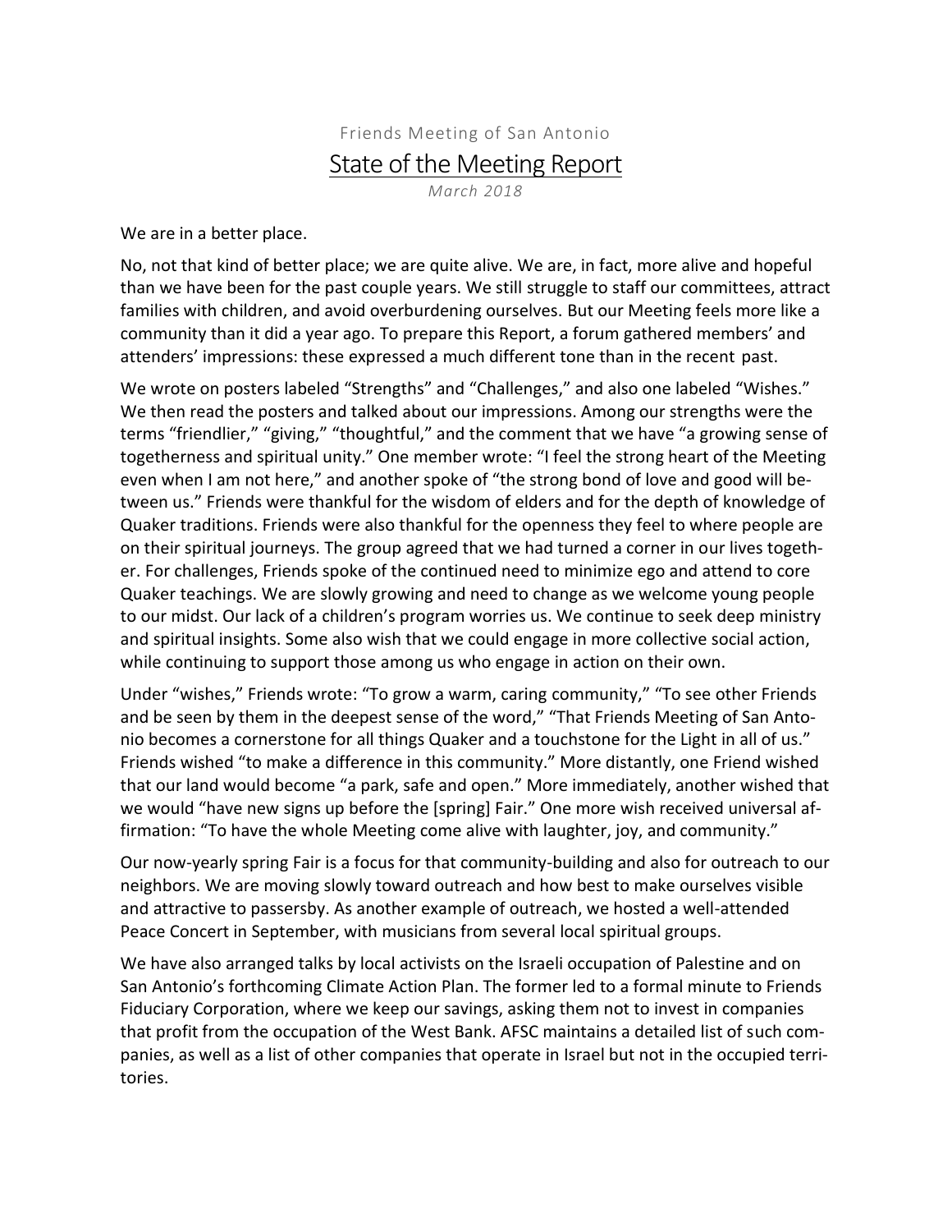Friends Meeting of San Antonio

# State of the Meeting Report

*March 2018*

We are in a better place.

No, not that kind of better place; we are quite alive. We are, in fact, more alive and hopeful than we have been for the past couple years. We still struggle to staff our committees, attract families with children, and avoid overburdening ourselves. But our Meeting feels more like a community than it did a year ago. To prepare this Report, a forum gathered members' and attenders' impressions: these expressed a much different tone than in the recent past.

We wrote on posters labeled "Strengths" and "Challenges," and also one labeled "Wishes." We then read the posters and talked about our impressions. Among our strengths were the terms "friendlier," "giving," "thoughtful," and the comment that we have "a growing sense of togetherness and spiritual unity." One member wrote: "I feel the strong heart of the Meeting even when I am not here," and another spoke of "the strong bond of love and good will between us." Friends were thankful for the wisdom of elders and for the depth of knowledge of Quaker traditions. Friends were also thankful for the openness they feel to where people are on their spiritual journeys. The group agreed that we had turned a corner in our lives together. For challenges, Friends spoke of the continued need to minimize ego and attend to core Quaker teachings. We are slowly growing and need to change as we welcome young people to our midst. Our lack of a children's program worries us. We continue to seek deep ministry and spiritual insights. Some also wish that we could engage in more collective social action, while continuing to support those among us who engage in action on their own.

Under "wishes," Friends wrote: "To grow a warm, caring community," "To see other Friends and be seen by them in the deepest sense of the word," "That Friends Meeting of San Antonio becomes a cornerstone for all things Quaker and a touchstone for the Light in all of us." Friends wished "to make a difference in this community." More distantly, one Friend wished that our land would become "a park, safe and open." More immediately, another wished that we would "have new signs up before the [spring] Fair." One more wish received universal affirmation: "To have the whole Meeting come alive with laughter, joy, and community."

Our now-yearly spring Fair is a focus for that community-building and also for outreach to our neighbors. We are moving slowly toward outreach and how best to make ourselves visible and attractive to passersby. As another example of outreach, we hosted a well-attended Peace Concert in September, with musicians from several local spiritual groups.

We have also arranged talks by local activists on the Israeli occupation of Palestine and on San Antonio's forthcoming Climate Action Plan. The former led to a formal minute to Friends Fiduciary Corporation, where we keep our savings, asking them not to invest in companies that profit from the occupation of the West Bank. AFSC maintains a detailed list of such companies, as well as a list of other companies that operate in Israel but not in the occupied territories.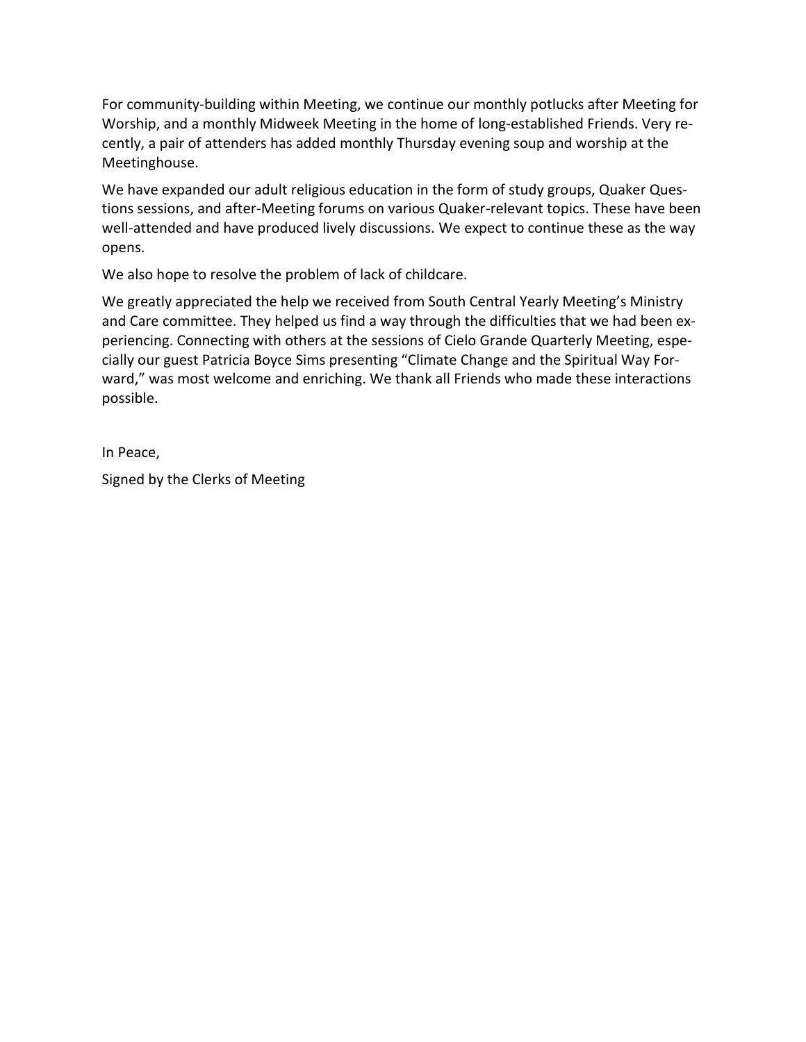For community-building within Meeting, we continue our monthly potlucks after Meeting for Worship, and a monthly Midweek Meeting in the home of long-established Friends. Very recently, a pair of attenders has added monthly Thursday evening soup and worship at the Meetinghouse.

We have expanded our adult religious education in the form of study groups, Quaker Questions sessions, and after-Meeting forums on various Quaker-relevant topics. These have been well-attended and have produced lively discussions. We expect to continue these as the way opens.

We also hope to resolve the problem of lack of childcare.

We greatly appreciated the help we received from South Central Yearly Meeting's Ministry and Care committee. They helped us find a way through the difficulties that we had been experiencing. Connecting with others at the sessions of Cielo Grande Quarterly Meeting, especially our guest Patricia Boyce Sims presenting "Climate Change and the Spiritual Way Forward," was most welcome and enriching. We thank all Friends who made these interactions possible.

In Peace,

Signed by the Clerks of Meeting